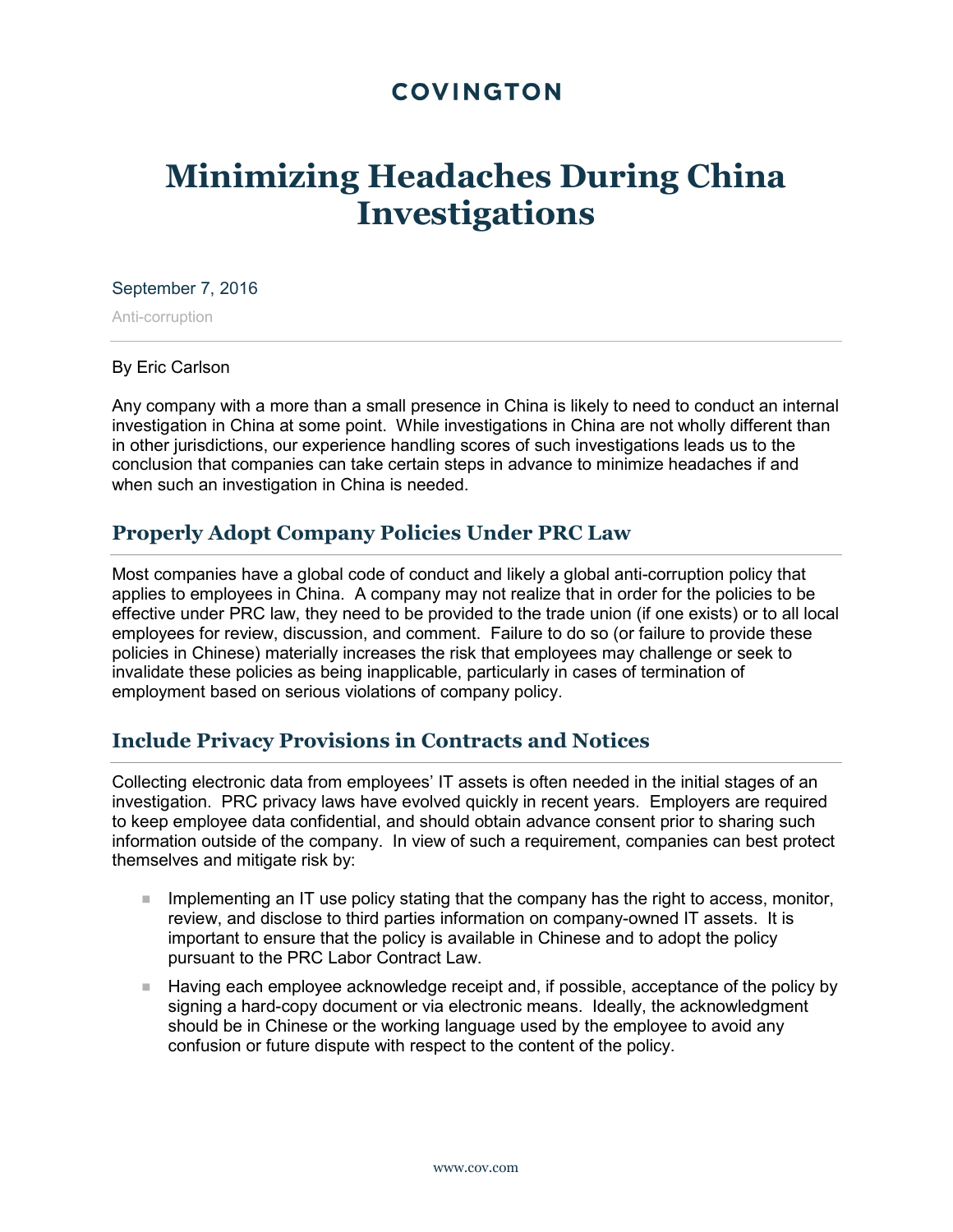COVINGTON

# Minimizing Headaches During China Investigations

September 7, 2016

Anti-corruption

By Eric Carlson

Any company with a more than a small presence in China is likely to need to conduct an internal investigation in China at some point. While investigations in China are not wholly different than in other jurisdictions, our experience handling scores of such investigations leads us to the conclusion that companies can take certain steps in advance to minimize headaches if and when such an investigation in China is needed.

## Properly Adopt Company Policies Under PRC Law

Most companies have a global code of conduct and likely a global anti-corruption policy that applies to employees in China. A company may not realize that in order for the policies to be effective under PRC law, they need to be provided to the trade union (if one exists) or to all local employees for review, discussion, and comment. Failure to do so (or failure to provide these policies in Chinese) materially increases the risk that employees may challenge or seek to invalidate these policies as being inapplicable, particularly in cases of termination of employment based on serious violations of company policy.

## Include Privacy Provisions in Contracts and Notices

Collecting electronic data from employees' IT assets is often needed in the initial stages of an investigation. PRC privacy laws have evolved quickly in recent years. Employers are required to keep employee data confidential, and should obtain advance consent prior to sharing such information outside of the company. In view of such a requirement, companies can best protect themselves and mitigate risk by:

- Implementing an IT use policy stating that the company has the right to access, monitor, review, and disclose to third parties information on company-owned IT assets. It is important to ensure that the policy is available in Chinese and to adopt the policy pursuant to the PRC Labor Contract Law.
- Having each employee acknowledge receipt and, if possible, acceptance of the policy by signing a hard-copy document or via electronic means. Ideally, the acknowledgment should be in Chinese or the working language used by the employee to avoid any confusion or future dispute with respect to the content of the policy.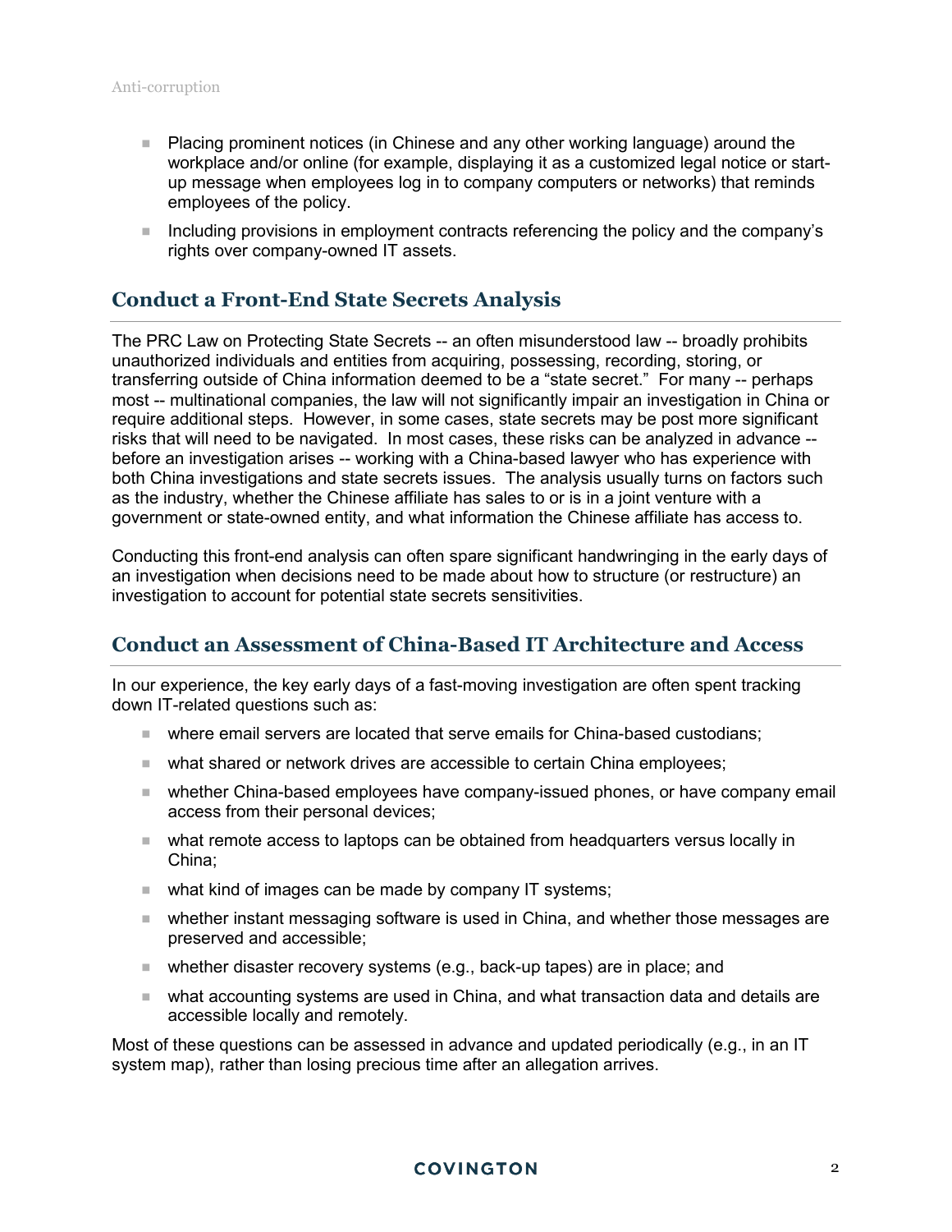- Placing prominent notices (in Chinese and any other working language) around the workplace and/or online (for example, displaying it as a customized legal notice or start-up message when employees log in to company computers or networks) that reminds employees of the policy.
- Including provisions in employment contracts referencing the policy and the company's rights over company-owned IT assets.

## Conduct a Front-End State Secrets Analysis

The PRC Law on Protecting State Secrets -- an often misunderstood law -- broadly prohibits unauthorized individuals and entities from acquiring, possessing, recording, storing, or transferring outside of China information deemed to be a "state secret." For many -- perhaps most -- multinational companies, the law will not significantly impair an investigation in China or require additional steps. However, in some cases, state secrets may be post more significant risks that will need to be navigated. In most cases, these risks can be analyzed in advance -- before an investigation arises -- working with a China-based lawyer who has experience with both China investigations and state secrets issues. The analysis usually turns on factors such as the industry, whether the Chinese affiliate has sales to or is in a joint venture with a government or state-owned entity, and what information the Chinese affiliate has access to.

Conducting this front-end analysis can often spare significant handwringing in the early days of an investigation when decisions need to be made about how to structure (or restructure) an investigation to account for potential state secrets sensitivities.

## Conduct an Assessment of China-Based IT Architecture and Access

In our experience, the key early days of a fast-moving investigation are often spent tracking down IT-related questions such as:

- where email servers are located that serve emails for China-based custodians;
- what shared or network drives are accessible to certain China employees;
- whether China-based employees have company-issued phones, or have company email access from their personal devices;
- what remote access to laptops can be obtained from headquarters versus locally in China;
- what kind of images can be made by company IT systems;
- whether instant messaging software is used in China, and whether those messages are preserved and accessible;
- whether disaster recovery systems (e.g., back-up tapes) are in place; and
- what accounting systems are used in China, and what transaction data and details are accessible locally and remotely.

Most of these questions can be assessed in advance and updated periodically (e.g., in an IT system map), rather than losing precious time after an allegation arrives.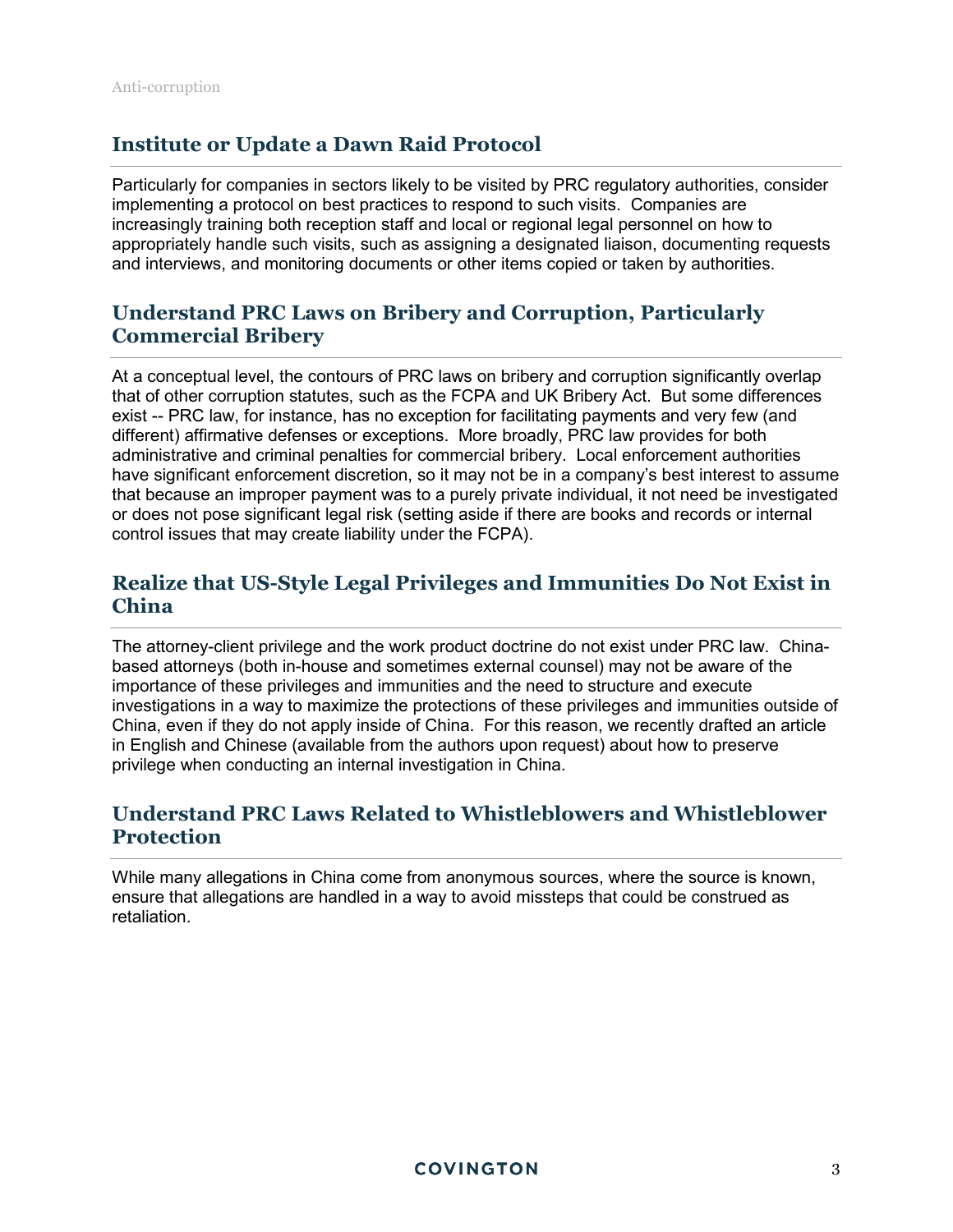## Institute or Update a Dawn Raid Protocol

Particularly for companies in sectors likely to be visited by PRC regulatory authorities, consider implementing a protocol on best practices to respond to such visits. Companies are increasingly training both reception staff and local or regional legal personnel on how to appropriately handle such visits, such as assigning a designated liaison, documenting requests and interviews, and monitoring documents or other items copied or taken by authorities.

## Understand PRC Laws on Bribery and Corruption, Particularly Commercial Bribery

At a conceptual level, the contours of PRC laws on bribery and corruption significantly overlap that of other corruption statutes, such as the FCPA and UK Bribery Act. But some differences exist -- PRC law, for instance, has no exception for facilitating payments and very few (and different) affirmative defenses or exceptions. More broadly, PRC law provides for both administrative and criminal penalties for commercial bribery. Local enforcement authorities have significant enforcement discretion, so it may not be in a company's best interest to assume that because an improper payment was to a purely private individual, it not need be investigated or does not pose significant legal risk (setting aside if there are books and records or internal control issues that may create liability under the FCPA).

## Realize that US-Style Legal Privileges and Immunities Do Not Exist in China

The attorney-client privilege and the work product doctrine do not exist under PRC law. China-based attorneys (both in-house and sometimes external counsel) may not be aware of the importance of these privileges and immunities and the need to structure and execute investigations in a way to maximize the protections of these privileges and immunities outside of China, even if they do not apply inside of China. For this reason, we recently drafted an article in English and Chinese (available from the authors upon request) about how to preserve privilege when conducting an internal investigation in China.

## Understand PRC Laws Related to Whistleblowers and Whistleblower Protection

While many allegations in China come from anonymous sources, where the source is known, ensure that allegations are handled in a way to avoid missteps that could be construed as retaliation.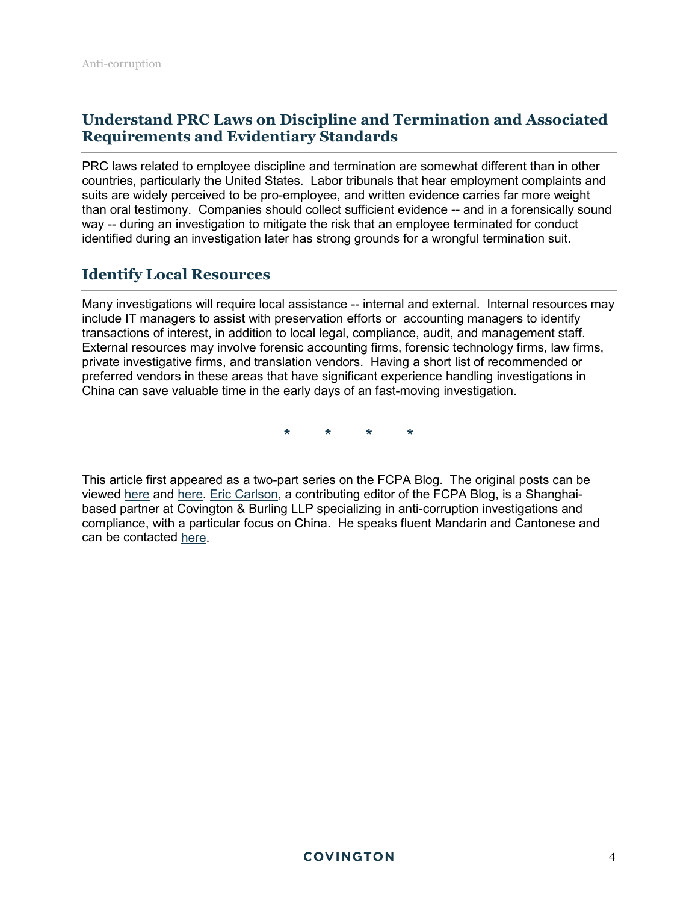## Understand PRC Laws on Discipline and Termination and Associated Requirements and Evidentiary Standards

PRC laws related to employee discipline and termination are somewhat different than in other countries, particularly the United States. Labor tribunals that hear employment complaints and suits are widely perceived to be pro-employee, and written evidence carries far more weight than oral testimony. Companies should collect sufficient evidence -- and in a forensically sound way -- during an investigation to mitigate the risk that an employee terminated for conduct identified during an investigation later has strong grounds for a wrongful termination suit.

## Identify Local Resources

Many investigations will require local assistance -- internal and external. Internal resources may include IT managers to assist with preservation efforts or accounting managers to identify transactions of interest, in addition to local legal, compliance, audit, and management staff. External resources may involve forensic accounting firms, forensic technology firms, law firms, private investigative firms, and translation vendors. Having a short list of recommended or preferred vendors in these areas that have significant experience handling investigations in China can save valuable time in the early days of an fast-moving investigation.

\* \* \* \*

This article first appeared as a two-part series on the FCPA Blog. The original posts can be viewed here and here. Eric Carlson, a contributing editor of the FCPA Blog, is a Shanghai-based partner at Covington & Burling LLP specializing in anti-corruption investigations and compliance, with a particular focus on China. He speaks fluent Mandarin and Cantonese and can be contacted here.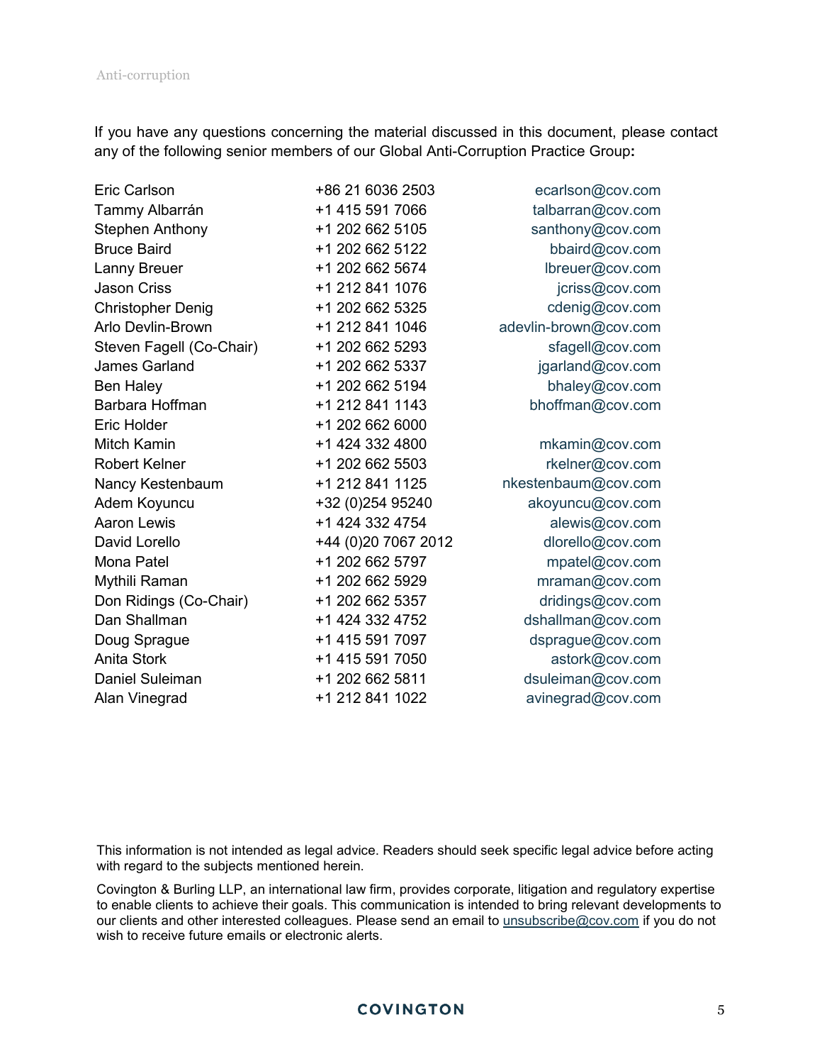If you have any questions concerning the material discussed in this document, please contact any of the following senior members of our Global Anti-Corruption Practice Group**:**

| | | |
|---|---|---|
| Eric Carlson | +86 21 6036 2503 | ecarlson@cov.com |
| Tammy Albarrán | +1 415 591 7066 | talbarran@cov.com |
| Stephen Anthony | +1 202 662 5105 | santhony@cov.com |
| Bruce Baird | +1 202 662 5122 | bbaird@cov.com |
| Lanny Breuer | +1 202 662 5674 | lbreuer@cov.com |
| Jason Criss | +1 212 841 1076 | jcriss@cov.com |
| Christopher Denig | +1 202 662 5325 | cdenig@cov.com |
| Arlo Devlin-Brown | +1 212 841 1046 | adevlin-brown@cov.com |
| Steven Fagell (Co-Chair) | +1 202 662 5293 | sfagell@cov.com |
| James Garland | +1 202 662 5337 | jgarland@cov.com |
| Ben Haley | +1 202 662 5194 | bhaley@cov.com |
| Barbara Hoffman | +1 212 841 1143 | bhoffman@cov.com |
| Eric Holder | +1 202 662 6000 | |
| Mitch Kamin | +1 424 332 4800 | mkamin@cov.com |
| Robert Kelner | +1 202 662 5503 | rkelner@cov.com |
| Nancy Kestenbaum | +1 212 841 1125 | nkestenbaum@cov.com |
| Adem Koyuncu | +32 (0)254 95240 | akoyuncu@cov.com |
| Aaron Lewis | +1 424 332 4754 | alewis@cov.com |
| David Lorello | +44 (0)20 7067 2012 | dlorello@cov.com |
| Mona Patel | +1 202 662 5797 | mpatel@cov.com |
| Mythili Raman | +1 202 662 5929 | mraman@cov.com |
| Don Ridings (Co-Chair) | +1 202 662 5357 | dridings@cov.com |
| Dan Shallman | +1 424 332 4752 | dshallman@cov.com |
| Doug Sprague | +1 415 591 7097 | dsprague@cov.com |
| Anita Stork | +1 415 591 7050 | astork@cov.com |
| Daniel Suleiman | +1 202 662 5811 | dsuleiman@cov.com |
| Alan Vinegrad | +1 212 841 1022 | avinegrad@cov.com |

This information is not intended as legal advice. Readers should seek specific legal advice before acting with regard to the subjects mentioned herein.

Covington & Burling LLP, an international law firm, provides corporate, litigation and regulatory expertise to enable clients to achieve their goals. This communication is intended to bring relevant developments to our clients and other interested colleagues. Please send an email to unsubscribe@cov.com if you do not wish to receive future emails or electronic alerts.